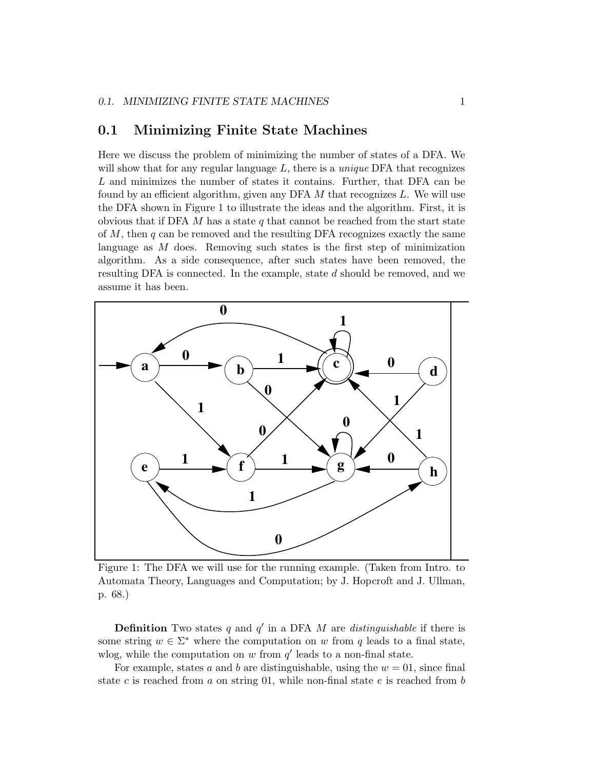## 0.1 Minimizing Finite State Machines

Here we discuss the problem of minimizing the number of states of a DFA. We will show that for any regular language $L$, there is a *unique* DFA that recognizes $L$ and minimizes the number of states it contains. Further, that DFA can be found by an efficient algorithm, given any DFA $M$ that recognizes $L$. We will use the DFA shown in Figure 1 to illustrate the ideas and the algorithm. First, it is obvious that if DFA $M$ has a state $q$ that cannot be reached from the start state of $M$, then $q$ can be removed and the resulting DFA recognizes exactly the same language as $M$ does. Removing such states is the first step of minimization algorithm. As a side consequence, after such states have been removed, the resulting DFA is connected. In the example, state $d$ should be removed, and we assume it has been.

Figure 1: The DFA we will use for the running example. (Taken from Intro. to Automata Theory, Languages and Computation; by J. Hopcroft and J. Ullman, p. 68.)

**Definition** Two states $q$ and $q'$ in a DFA $M$ are *distinguishable* if there is some string $w \in \Sigma^*$ where the computation on $w$ from $q$ leads to a final state, wlog, while the computation on $w$ from $q'$ leads to a non-final state.

For example, states $a$ and $b$ are distinguishable, using the $w = 01$, since final state $c$ is reached from $a$ on string 01, while non-final state $e$ is reached from $b$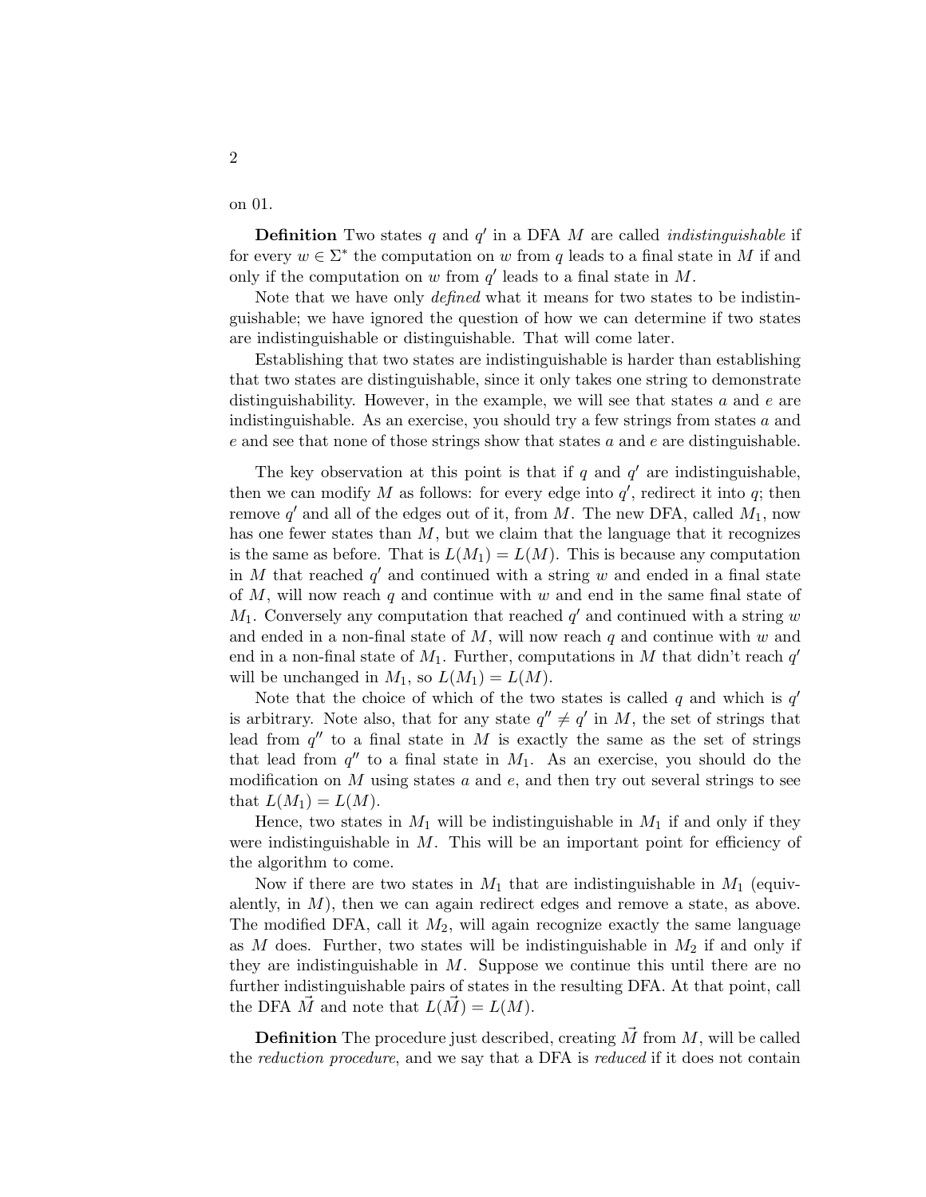on 01.

**Definition** Two states $q$ and $q'$ in a DFA $M$ are called *indistinguishable* if for every $w \in \Sigma^*$ the computation on $w$ from $q$ leads to a final state in $M$ if and only if the computation on $w$ from $q'$ leads to a final state in $M$.

Note that we have only *defined* what it means for two states to be indistinguishable; we have ignored the question of how we can determine if two states are indistinguishable or distinguishable. That will come later.

Establishing that two states are indistinguishable is harder than establishing that two states are distinguishable, since it only takes one string to demonstrate distinguishability. However, in the example, we will see that states $a$ and $e$ are indistinguishable. As an exercise, you should try a few strings from states $a$ and $e$ and see that none of those strings show that states $a$ and $e$ are distinguishable.

The key observation at this point is that if $q$ and $q'$ are indistinguishable, then we can modify $M$ as follows: for every edge into $q'$, redirect it into $q$; then remove $q'$ and all of the edges out of it, from $M$. The new DFA, called $M_1$, now has one fewer states than $M$, but we claim that the language that it recognizes is the same as before. That is $L(M_1) = L(M)$. This is because any computation in $M$ that reached $q'$ and continued with a string $w$ and ended in a final state of $M$, will now reach $q$ and continue with $w$ and end in the same final state of $M_1$. Conversely any computation that reached $q'$ and continued with a string $w$ and ended in a non-final state of $M$, will now reach $q$ and continue with $w$ and end in a non-final state of $M_1$. Further, computations in $M$ that didn't reach $q'$ will be unchanged in $M_1$, so $L(M_1) = L(M)$.

Note that the choice of which of the two states is called $q$ and which is $q'$ is arbitrary. Note also, that for any state $q'' \neq q'$ in $M$, the set of strings that lead from $q''$ to a final state in $M$ is exactly the same as the set of strings that lead from $q''$ to a final state in $M_1$. As an exercise, you should do the modification on $M$ using states $a$ and $e$, and then try out several strings to see that $L(M_1) = L(M)$.

Hence, two states in $M_1$ will be indistinguishable in $M_1$ if and only if they were indistinguishable in $M$. This will be an important point for efficiency of the algorithm to come.

Now if there are two states in $M_1$ that are indistinguishable in $M_1$ (equivalently, in $M$), then we can again redirect edges and remove a state, as above. The modified DFA, call it $M_2$, will again recognize exactly the same language as $M$ does. Further, two states will be indistinguishable in $M_2$ if and only if they are indistinguishable in $M$. Suppose we continue this until there are no further indistinguishable pairs of states in the resulting DFA. At that point, call the DFA $\vec{M}$ and note that $L(\vec{M}) = L(M)$.

**Definition** The procedure just described, creating $\vec{M}$ from $M$, will be called the *reduction procedure*, and we say that a DFA is *reduced* if it does not contain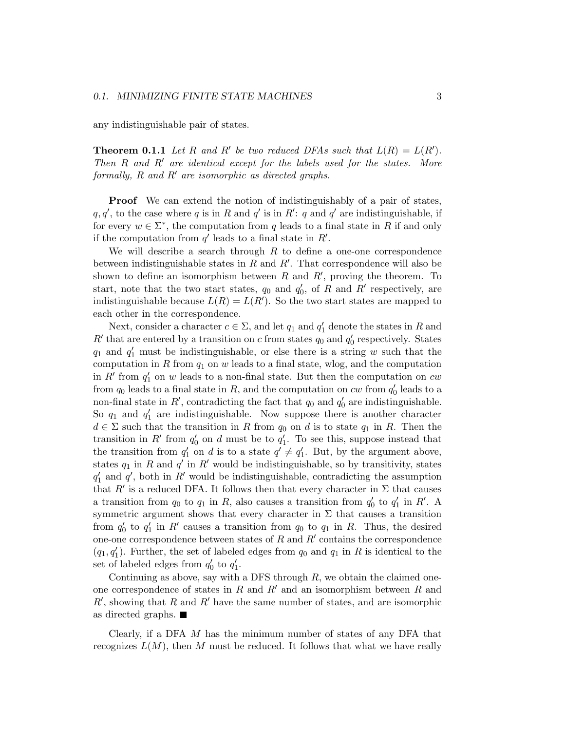any indistinguishable pair of states.

**Theorem 0.1.1** *Let $R$ and $R'$ be two reduced DFAs such that $L(R) = L(R')$. Then $R$ and $R'$ are identical except for the labels used for the states. More formally, $R$ and $R'$ are isomorphic as directed graphs.*

**Proof** We can extend the notion of indistinguishably of a pair of states, $q, q'$, to the case where $q$ is in $R$ and $q'$ is in $R'$: $q$ and $q'$ are indistinguishable, if for every $w \in \Sigma^*$, the computation from $q$ leads to a final state in $R$ if and only if the computation from $q'$ leads to a final state in $R'$.

We will describe a search through $R$ to define a one-one correspondence between indistinguishable states in $R$ and $R'$. That correspondence will also be shown to define an isomorphism between $R$ and $R'$, proving the theorem. To start, note that the two start states, $q_0$ and $q'_0$, of $R$ and $R'$ respectively, are indistinguishable because $L(R) = L(R')$. So the two start states are mapped to each other in the correspondence.

Next, consider a character $c \in \Sigma$, and let $q_1$ and $q'_1$ denote the states in $R$ and $R'$ that are entered by a transition on $c$ from states $q_0$ and $q'_0$ respectively. States $q_1$ and $q'_1$ must be indistinguishable, or else there is a string $w$ such that the computation in $R$ from $q_1$ on $w$ leads to a final state, wlog, and the computation in $R'$ from $q'_1$ on $w$ leads to a non-final state. But then the computation on $cw$ from $q_0$ leads to a final state in $R$, and the computation on $cw$ from $q'_0$ leads to a non-final state in $R'$, contradicting the fact that $q_0$ and $q'_0$ are indistinguishable. So $q_1$ and $q'_1$ are indistinguishable. Now suppose there is another character $d \in \Sigma$ such that the transition in $R$ from $q_0$ on $d$ is to state $q_1$ in $R$. Then the transition in $R'$ from $q'_0$ on $d$ must be to $q'_1$. To see this, suppose instead that the transition from $q'_1$ on $d$ is to a state $q' \neq q'_1$. But, by the argument above, states $q_1$ in $R$ and $q'$ in $R'$ would be indistinguishable, so by transitivity, states $q'_1$ and $q'$, both in $R'$ would be indistinguishable, contradicting the assumption that $R'$ is a reduced DFA. It follows then that every character in $\Sigma$ that causes a transition from $q_0$ to $q_1$ in $R$, also causes a transition from $q'_0$ to $q'_1$ in $R'$. A symmetric argument shows that every character in $\Sigma$ that causes a transition from $q'_0$ to $q'_1$ in $R'$ causes a transition from $q_0$ to $q_1$ in $R$. Thus, the desired one-one correspondence between states of $R$ and $R'$ contains the correspondence $(q_1, q'_1)$. Further, the set of labeled edges from $q_0$ and $q_1$ in $R$ is identical to the set of labeled edges from $q'_0$ to $q'_1$.

Continuing as above, say with a DFS through $R$, we obtain the claimed one-one correspondence of states in $R$ and $R'$ and an isomorphism between $R$ and $R'$, showing that $R$ and $R'$ have the same number of states, and are isomorphic as directed graphs. ■

Clearly, if a DFA $M$ has the minimum number of states of any DFA that recognizes $L(M)$, then $M$ must be reduced. It follows that what we have really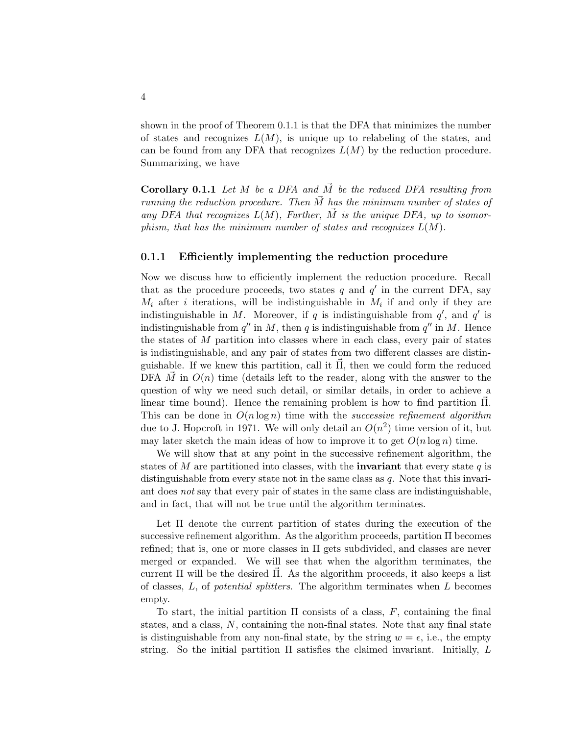shown in the proof of Theorem 0.1.1 is that the DFA that minimizes the number of states and recognizes $L(M)$, is unique up to relabeling of the states, and can be found from any DFA that recognizes $L(M)$ by the reduction procedure. Summarizing, we have

**Corollary 0.1.1** *Let $M$ be a DFA and $\vec{M}$ be the reduced DFA resulting from running the reduction procedure. Then $\vec{M}$ has the minimum number of states of any DFA that recognizes $L(M)$, Further, $\vec{M}$ is the unique DFA, up to isomorphism, that has the minimum number of states and recognizes $L(M)$.*

### 0.1.1 Efficiently implementing the reduction procedure

Now we discuss how to efficiently implement the reduction procedure. Recall that as the procedure proceeds, two states $q$ and $q'$ in the current DFA, say $M_i$ after $i$ iterations, will be indistinguishable in $M_i$ if and only if they are indistinguishable in $M$. Moreover, if $q$ is indistinguishable from $q'$, and $q'$ is indistinguishable from $q''$ in $M$, then $q$ is indistinguishable from $q''$ in $M$. Hence the states of $M$ partition into classes where in each class, every pair of states is indistinguishable, and any pair of states from two different classes are distinguishable. If we knew this partition, call it $\vec{\Pi}$, then we could form the reduced DFA $\vec{M}$ in $O(n)$ time (details left to the reader, along with the answer to the question of why we need such detail, or similar details, in order to achieve a linear time bound). Hence the remaining problem is how to find partition $\vec{\Pi}$. This can be done in $O(n \log n)$ time with the *successive refinement algorithm* due to J. Hopcroft in 1971. We will only detail an $O(n^2)$ time version of it, but may later sketch the main ideas of how to improve it to get $O(n \log n)$ time.

We will show that at any point in the successive refinement algorithm, the states of $M$ are partitioned into classes, with the **invariant** that every state $q$ is distinguishable from every state not in the same class as $q$. Note that this invariant does *not* say that every pair of states in the same class are indistinguishable, and in fact, that will not be true until the algorithm terminates.

Let $\Pi$ denote the current partition of states during the execution of the successive refinement algorithm. As the algorithm proceeds, partition $\Pi$ becomes refined; that is, one or more classes in $\Pi$ gets subdivided, and classes are never merged or expanded. We will see that when the algorithm terminates, the current $\Pi$ will be the desired $\vec{\Pi}$. As the algorithm proceeds, it also keeps a list of classes, $L$, of *potential splitters*. The algorithm terminates when $L$ becomes empty.

To start, the initial partition $\Pi$ consists of a class, $F$, containing the final states, and a class, $N$, containing the non-final states. Note that any final state is distinguishable from any non-final state, by the string $w = \epsilon$, i.e., the empty string. So the initial partition $\Pi$ satisfies the claimed invariant. Initially, $L$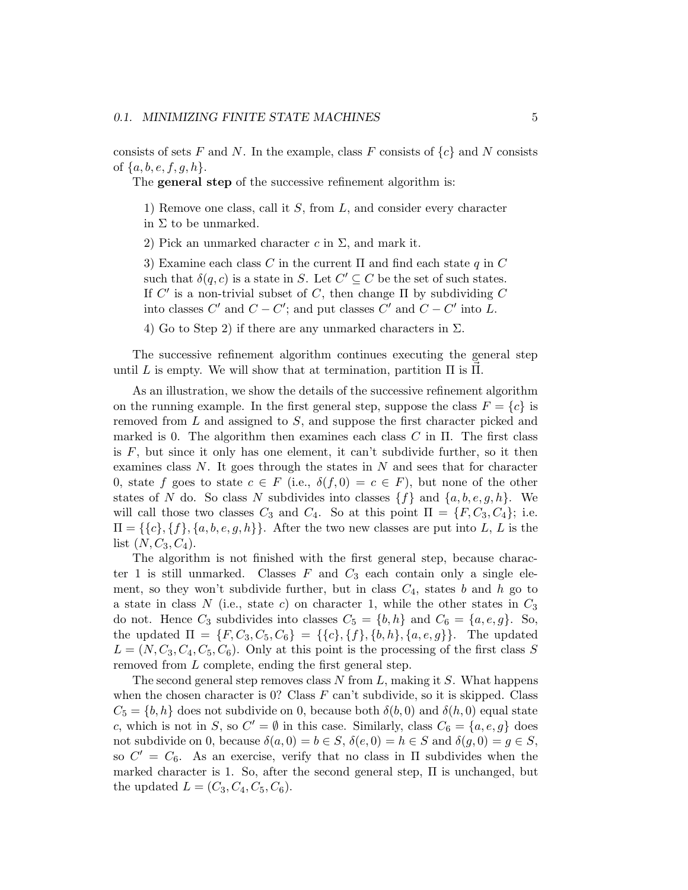consists of sets $F$ and $N$. In the example, class $F$ consists of $\{c\}$ and $N$ consists of $\{a, b, e, f, g, h\}$.

The **general step** of the successive refinement algorithm is:

> 1) Remove one class, call it $S$, from $L$, and consider every character in $\Sigma$ to be unmarked.
>
> 2) Pick an unmarked character $c$ in $\Sigma$, and mark it.
>
> 3) Examine each class $C$ in the current $\Pi$ and find each state $q$ in $C$ such that $\delta(q, c)$ is a state in $S$. Let $C' \subseteq C$ be the set of such states. If $C'$ is a non-trivial subset of $C$, then change $\Pi$ by subdividing $C$ into classes $C'$ and $C - C'$; and put classes $C'$ and $C - C'$ into $L$.
>
> 4) Go to Step 2) if there are any unmarked characters in $\Sigma$.

The successive refinement algorithm continues executing the general step until $L$ is empty. We will show that at termination, partition $\Pi$ is $\vec{\Pi}$.

As an illustration, we show the details of the successive refinement algorithm on the running example. In the first general step, suppose the class $F = \{c\}$ is removed from $L$ and assigned to $S$, and suppose the first character picked and marked is 0. The algorithm then examines each class $C$ in $\Pi$. The first class is $F$, but since it only has one element, it can't subdivide further, so it then examines class $N$. It goes through the states in $N$ and sees that for character 0, state $f$ goes to state $c \in F$ (i.e., $\delta(f, 0) = c \in F$), but none of the other states of $N$ do. So class $N$ subdivides into classes $\{f\}$ and $\{a, b, e, g, h\}$. We will call those two classes $C_3$ and $C_4$. So at this point $\Pi = \{F, C_3, C_4\}$; i.e. $\Pi = \{\{c\}, \{f\}, \{a, b, e, g, h\}\}$. After the two new classes are put into $L$, $L$ is the list $(N, C_3, C_4)$.

The algorithm is not finished with the first general step, because character 1 is still unmarked. Classes $F$ and $C_3$ each contain only a single element, so they won't subdivide further, but in class $C_4$, states $b$ and $h$ go to a state in class $N$ (i.e., state $c$) on character 1, while the other states in $C_3$ do not. Hence $C_3$ subdivides into classes $C_5 = \{b, h\}$ and $C_6 = \{a, e, g\}$. So, the updated $\Pi = \{F, C_3, C_5, C_6\} = \{\{c\}, \{f\}, \{b, h\}, \{a, e, g\}\}$. The updated $L = (N, C_3, C_4, C_5, C_6)$. Only at this point is the processing of the first class $S$ removed from $L$ complete, ending the first general step.

The second general step removes class $N$ from $L$, making it $S$. What happens when the chosen character is 0? Class $F$ can't subdivide, so it is skipped. Class $C_5 = \{b, h\}$ does not subdivide on 0, because both $\delta(b, 0)$ and $\delta(h, 0)$ equal state $c$, which is not in $S$, so $C' = \emptyset$ in this case. Similarly, class $C_6 = \{a, e, g\}$ does not subdivide on 0, because $\delta(a, 0) = b \in S$, $\delta(e, 0) = h \in S$ and $\delta(g, 0) = g \in S$, so $C' = C_6$. As an exercise, verify that no class in $\Pi$ subdivides when the marked character is 1. So, after the second general step, $\Pi$ is unchanged, but the updated $L = (C_3, C_4, C_5, C_6)$.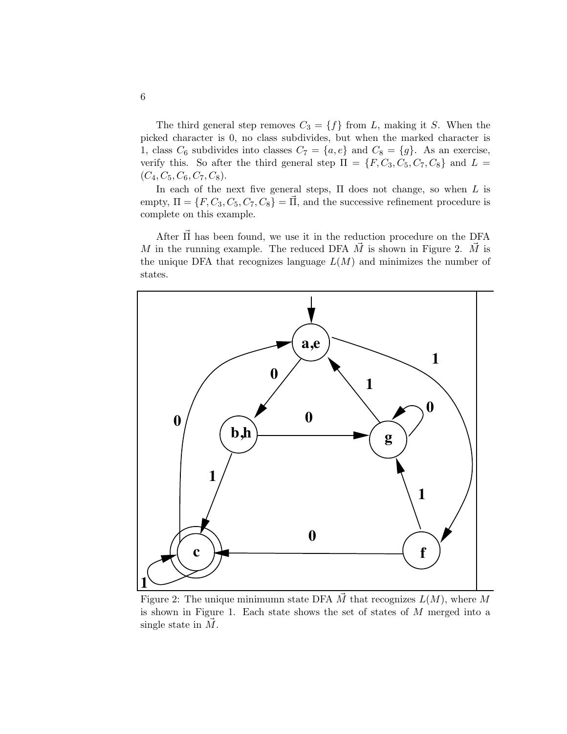The third general step removes $C_3 = \{f\}$ from $L$, making it $S$. When the picked character is 0, no class subdivides, but when the marked character is 1, class $C_6$ subdivides into classes $C_7 = \{a, e\}$ and $C_8 = \{g\}$. As an exercise, verify this. So after the third general step $\Pi = \{F, C_3, C_5, C_7, C_8\}$ and $L = (C_4, C_5, C_6, C_7, C_8)$.

In each of the next five general steps, $\Pi$ does not change, so when $L$ is empty, $\Pi = \{F, C_3, C_5, C_7, C_8\} = \vec{\Pi}$, and the successive refinement procedure is complete on this example.

After $\vec{\Pi}$ has been found, we use it in the reduction procedure on the DFA $M$ in the running example. The reduced DFA $\vec{M}$ is shown in Figure 2. $\vec{M}$ is the unique DFA that recognizes language $L(M)$ and minimizes the number of states.

Figure 2: The unique minimumn state DFA $\vec{M}$ that recognizes $L(M)$, where $M$ is shown in Figure 1. Each state shows the set of states of $M$ merged into a single state in $\vec{M}$.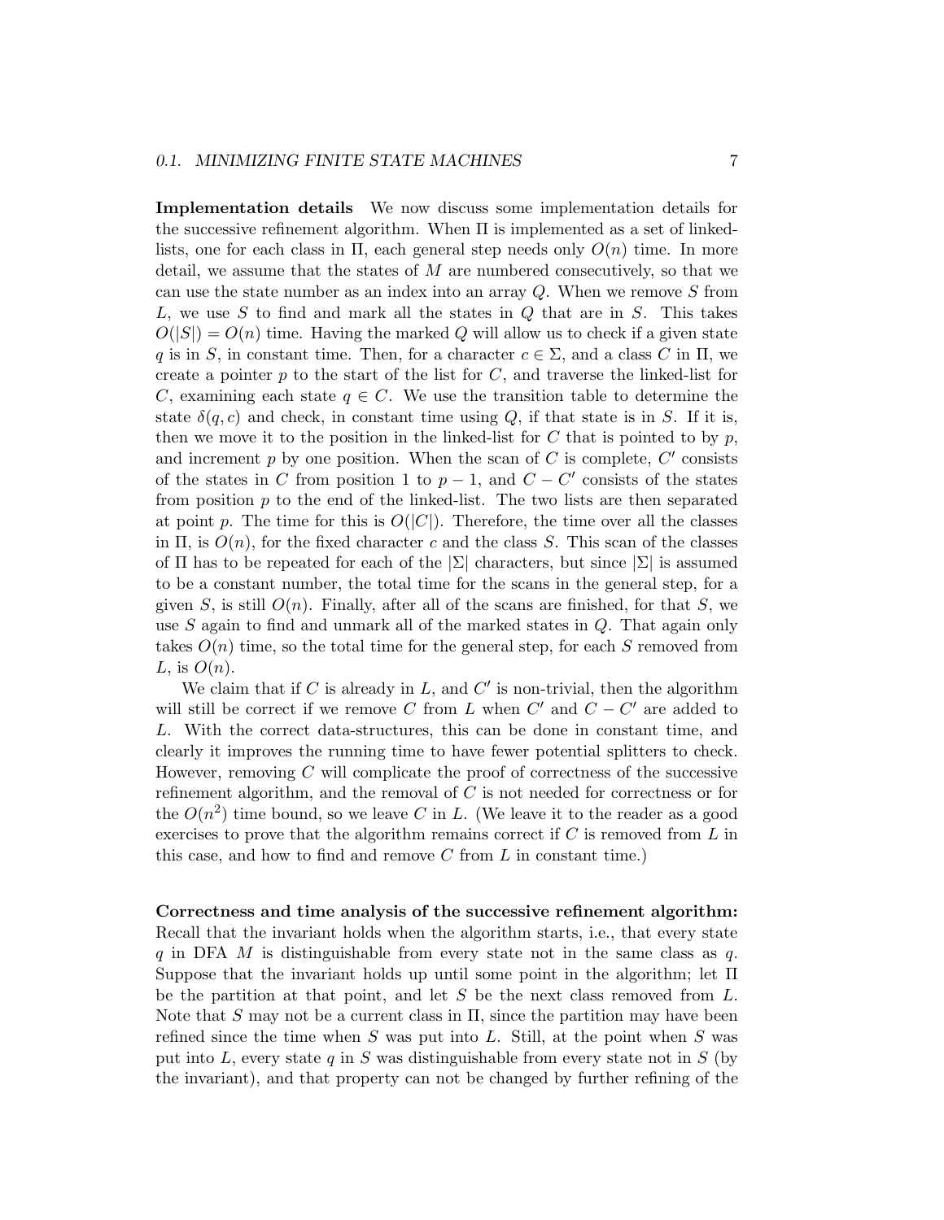**Implementation details** We now discuss some implementation details for the successive refinement algorithm. When $\Pi$ is implemented as a set of linked-lists, one for each class in $\Pi$, each general step needs only $O(n)$ time. In more detail, we assume that the states of $M$ are numbered consecutively, so that we can use the state number as an index into an array $Q$. When we remove $S$ from $L$, we use $S$ to find and mark all the states in $Q$ that are in $S$. This takes $O(|S|) = O(n)$ time. Having the marked $Q$ will allow us to check if a given state $q$ is in $S$, in constant time. Then, for a character $c \in \Sigma$, and a class $C$ in $\Pi$, we create a pointer $p$ to the start of the list for $C$, and traverse the linked-list for $C$, examining each state $q \in C$. We use the transition table to determine the state $\delta(q, c)$ and check, in constant time using $Q$, if that state is in $S$. If it is, then we move it to the position in the linked-list for $C$ that is pointed to by $p$, and increment $p$ by one position. When the scan of $C$ is complete, $C'$ consists of the states in $C$ from position 1 to $p - 1$, and $C - C'$ consists of the states from position $p$ to the end of the linked-list. The two lists are then separated at point $p$. The time for this is $O(|C|)$. Therefore, the time over all the classes in $\Pi$, is $O(n)$, for the fixed character $c$ and the class $S$. This scan of the classes of $\Pi$ has to be repeated for each of the $|\Sigma|$ characters, but since $|\Sigma|$ is assumed to be a constant number, the total time for the scans in the general step, for a given $S$, is still $O(n)$. Finally, after all of the scans are finished, for that $S$, we use $S$ again to find and unmark all of the marked states in $Q$. That again only takes $O(n)$ time, so the total time for the general step, for each $S$ removed from $L$, is $O(n)$.

We claim that if $C$ is already in $L$, and $C'$ is non-trivial, then the algorithm will still be correct if we remove $C$ from $L$ when $C'$ and $C - C'$ are added to $L$. With the correct data-structures, this can be done in constant time, and clearly it improves the running time to have fewer potential splitters to check. However, removing $C$ will complicate the proof of correctness of the successive refinement algorithm, and the removal of $C$ is not needed for correctness or for the $O(n^2)$ time bound, so we leave $C$ in $L$. (We leave it to the reader as a good exercises to prove that the algorithm remains correct if $C$ is removed from $L$ in this case, and how to find and remove $C$ from $L$ in constant time.)

**Correctness and time analysis of the successive refinement algorithm:** Recall that the invariant holds when the algorithm starts, i.e., that every state $q$ in DFA $M$ is distinguishable from every state not in the same class as $q$. Suppose that the invariant holds up until some point in the algorithm; let $\Pi$ be the partition at that point, and let $S$ be the next class removed from $L$. Note that $S$ may not be a current class in $\Pi$, since the partition may have been refined since the time when $S$ was put into $L$. Still, at the point when $S$ was put into $L$, every state $q$ in $S$ was distinguishable from every state not in $S$ (by the invariant), and that property can not be changed by further refining of the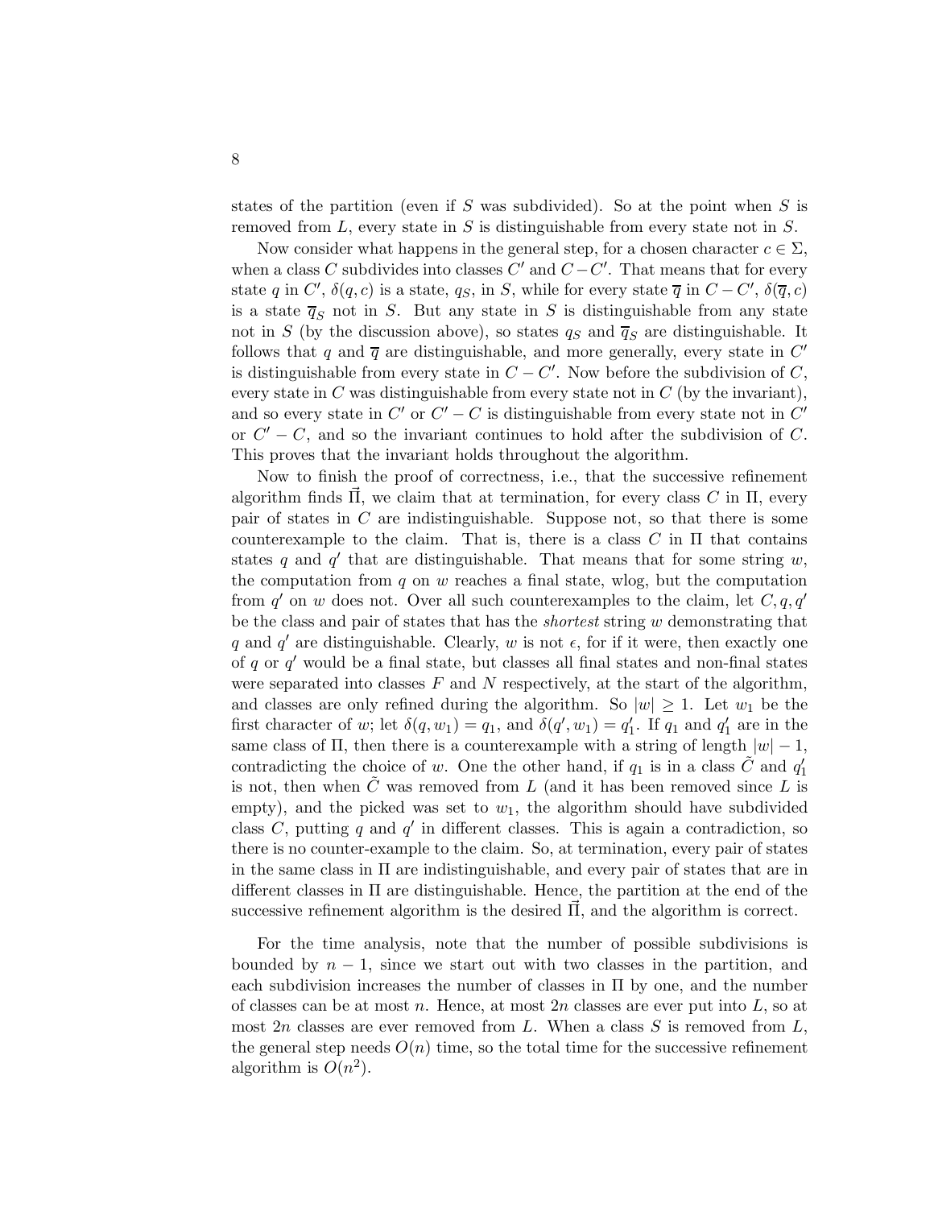states of the partition (even if $S$ was subdivided). So at the point when $S$ is removed from $L$, every state in $S$ is distinguishable from every state not in $S$.

Now consider what happens in the general step, for a chosen character $c \in \Sigma$, when a class $C$ subdivides into classes $C'$ and $C - C'$. That means that for every state $q$ in $C'$, $\delta(q, c)$ is a state, $q_S$, in $S$, while for every state $\overline{q}$ in $C - C'$, $\delta(\overline{q}, c)$ is a state $\overline{q}_S$ not in $S$. But any state in $S$ is distinguishable from any state not in $S$ (by the discussion above), so states $q_S$ and $\overline{q}_S$ are distinguishable. It follows that $q$ and $\overline{q}$ are distinguishable, and more generally, every state in $C'$ is distinguishable from every state in $C - C'$. Now before the subdivision of $C$, every state in $C$ was distinguishable from every state not in $C$ (by the invariant), and so every state in $C'$ or $C' - C$ is distinguishable from every state not in $C'$ or $C' - C$, and so the invariant continues to hold after the subdivision of $C$. This proves that the invariant holds throughout the algorithm.

Now to finish the proof of correctness, i.e., that the successive refinement algorithm finds $\vec{\Pi}$, we claim that at termination, for every class $C$ in $\Pi$, every pair of states in $C$ are indistinguishable. Suppose not, so that there is some counterexample to the claim. That is, there is a class $C$ in $\Pi$ that contains states $q$ and $q'$ that are distinguishable. That means that for some string $w$, the computation from $q$ on $w$ reaches a final state, wlog, but the computation from $q'$ on $w$ does not. Over all such counterexamples to the claim, let $C, q, q'$ be the class and pair of states that has the *shortest* string $w$ demonstrating that $q$ and $q'$ are distinguishable. Clearly, $w$ is not $\epsilon$, for if it were, then exactly one of $q$ or $q'$ would be a final state, but classes all final states and non-final states were separated into classes $F$ and $N$ respectively, at the start of the algorithm, and classes are only refined during the algorithm. So $|w| \geq 1$. Let $w_1$ be the first character of $w$; let $\delta(q, w_1) = q_1$, and $\delta(q', w_1) = q'_1$. If $q_1$ and $q'_1$ are in the same class of $\Pi$, then there is a counterexample with a string of length $|w| - 1$, contradicting the choice of $w$. One the other hand, if $q_1$ is in a class $\tilde{C}$ and $q'_1$ is not, then when $\tilde{C}$ was removed from $L$ (and it has been removed since $L$ is empty), and the picked was set to $w_1$, the algorithm should have subdivided class $C$, putting $q$ and $q'$ in different classes. This is again a contradiction, so there is no counter-example to the claim. So, at termination, every pair of states in the same class in $\Pi$ are indistinguishable, and every pair of states that are in different classes in $\Pi$ are distinguishable. Hence, the partition at the end of the successive refinement algorithm is the desired $\vec{\Pi}$, and the algorithm is correct.

For the time analysis, note that the number of possible subdivisions is bounded by $n - 1$, since we start out with two classes in the partition, and each subdivision increases the number of classes in $\Pi$ by one, and the number of classes can be at most $n$. Hence, at most $2n$ classes are ever put into $L$, so at most $2n$ classes are ever removed from $L$. When a class $S$ is removed from $L$, the general step needs $O(n)$ time, so the total time for the successive refinement algorithm is $O(n^2)$.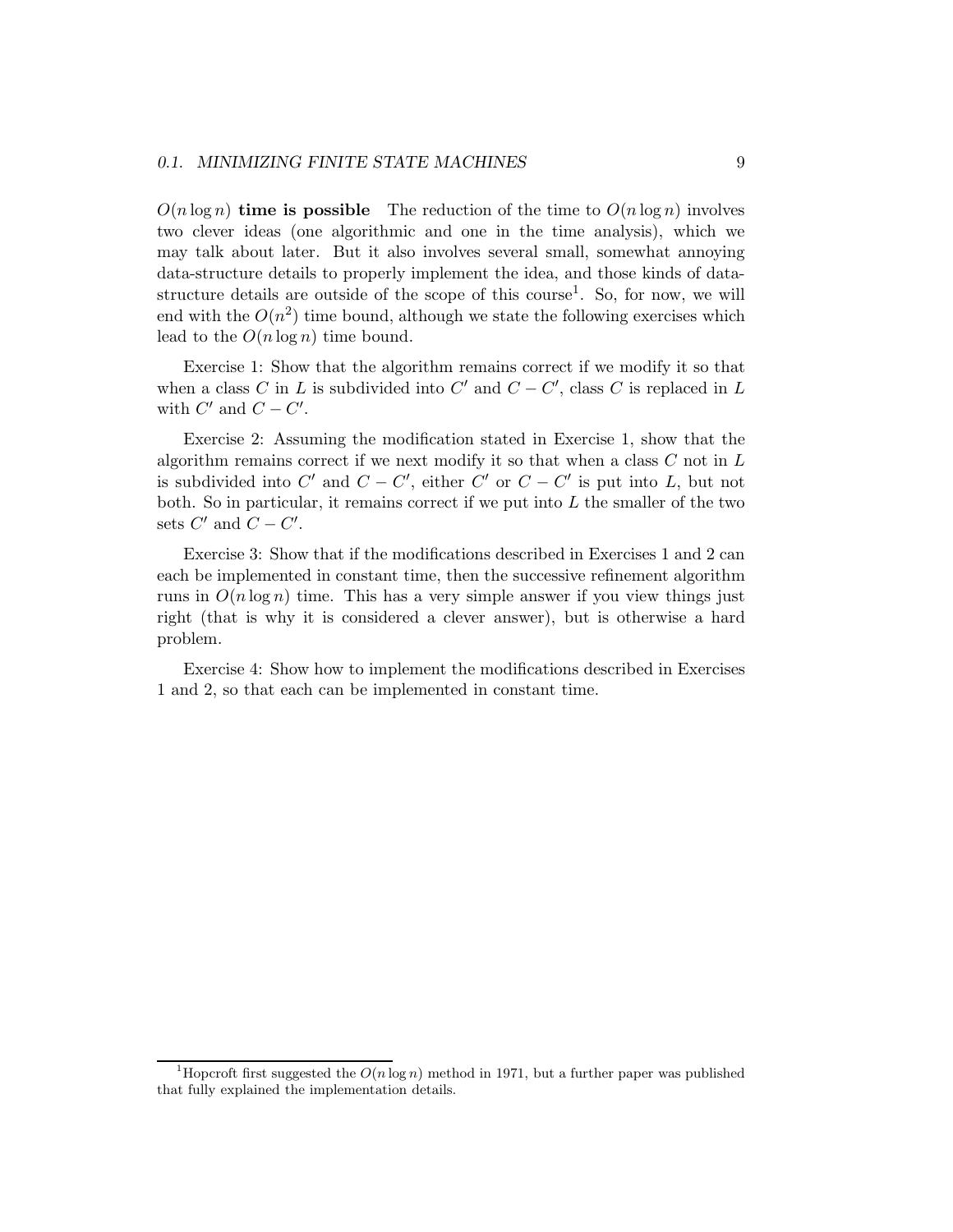**$O(n \log n)$ time is possible** The reduction of the time to $O(n \log n)$ involves two clever ideas (one algorithmic and one in the time analysis), which we may talk about later. But it also involves several small, somewhat annoying data-structure details to properly implement the idea, and those kinds of data-structure details are outside of the scope of this course[1]. So, for now, we will end with the $O(n^2)$ time bound, although we state the following exercises which lead to the $O(n \log n)$ time bound.

Exercise 1: Show that the algorithm remains correct if we modify it so that when a class $C$ in $L$ is subdivided into $C'$ and $C - C'$, class $C$ is replaced in $L$ with $C'$ and $C - C'$.

Exercise 2: Assuming the modification stated in Exercise 1, show that the algorithm remains correct if we next modify it so that when a class $C$ not in $L$ is subdivided into $C'$ and $C - C'$, either $C'$ or $C - C'$ is put into $L$, but not both. So in particular, it remains correct if we put into $L$ the smaller of the two sets $C'$ and $C - C'$.

Exercise 3: Show that if the modifications described in Exercises 1 and 2 can each be implemented in constant time, then the successive refinement algorithm runs in $O(n \log n)$ time. This has a very simple answer if you view things just right (that is why it is considered a clever answer), but is otherwise a hard problem.

Exercise 4: Show how to implement the modifications described in Exercises 1 and 2, so that each can be implemented in constant time.

[1] Hopcroft first suggested the $O(n \log n)$ method in 1971, but a further paper was published that fully explained the implementation details.